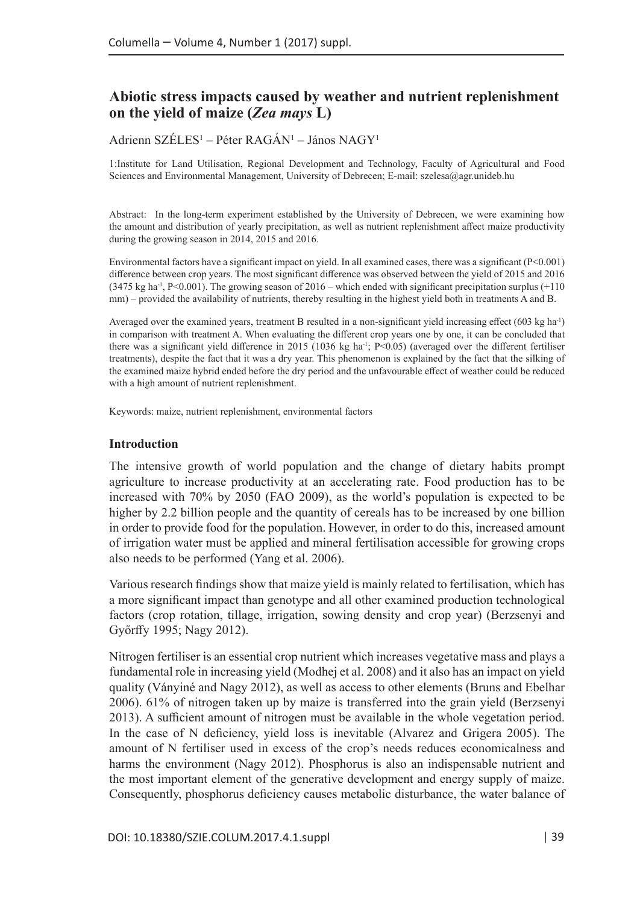# Abiotic stress impacts caused by weather and nutrient replenishment on the yield of maize (*Zea mays* L)

Adrienn SZÉLES[1] – Péter RAGÁN[1] – János NAGY[1]

1:Institute for Land Utilisation, Regional Development and Technology, Faculty of Agricultural and Food Sciences and Environmental Management, University of Debrecen; E-mail: szelesa@agr.unideb.hu

Abstract: In the long-term experiment established by the University of Debrecen, we were examining how the amount and distribution of yearly precipitation, as well as nutrient replenishment affect maize productivity during the growing season in 2014, 2015 and 2016.

Environmental factors have a significant impact on yield. In all examined cases, there was a significant ($P<0.001$) difference between crop years. The most significant difference was observed between the yield of 2015 and 2016 (3475 kg ha$^{-1}$, $P<0.001$). The growing season of 2016 – which ended with significant precipitation surplus (+110 mm) – provided the availability of nutrients, thereby resulting in the highest yield both in treatments A and B.

Averaged over the examined years, treatment B resulted in a non-significant yield increasing effect (603 kg ha$^{-1}$) in comparison with treatment A. When evaluating the different crop years one by one, it can be concluded that there was a significant yield difference in 2015 (1036 kg ha$^{-1}$; $P<0.05$) (averaged over the different fertiliser treatments), despite the fact that it was a dry year. This phenomenon is explained by the fact that the silking of the examined maize hybrid ended before the dry period and the unfavourable effect of weather could be reduced with a high amount of nutrient replenishment.

Keywords: maize, nutrient replenishment, environmental factors

## Introduction

The intensive growth of world population and the change of dietary habits prompt agriculture to increase productivity at an accelerating rate. Food production has to be increased with 70% by 2050 (FAO 2009), as the world's population is expected to be higher by 2.2 billion people and the quantity of cereals has to be increased by one billion in order to provide food for the population. However, in order to do this, increased amount of irrigation water must be applied and mineral fertilisation accessible for growing crops also needs to be performed (Yang et al. 2006).

Various research findings show that maize yield is mainly related to fertilisation, which has a more significant impact than genotype and all other examined production technological factors (crop rotation, tillage, irrigation, sowing density and crop year) (Berzsenyi and Győrffy 1995; Nagy 2012).

Nitrogen fertiliser is an essential crop nutrient which increases vegetative mass and plays a fundamental role in increasing yield (Modhej et al. 2008) and it also has an impact on yield quality (Ványiné and Nagy 2012), as well as access to other elements (Bruns and Ebelhar 2006). 61% of nitrogen taken up by maize is transferred into the grain yield (Berzsenyi 2013). A sufficient amount of nitrogen must be available in the whole vegetation period. In the case of N deficiency, yield loss is inevitable (Alvarez and Grigera 2005). The amount of N fertiliser used in excess of the crop's needs reduces economicalness and harms the environment (Nagy 2012). Phosphorus is also an indispensable nutrient and the most important element of the generative development and energy supply of maize. Consequently, phosphorus deficiency causes metabolic disturbance, the water balance of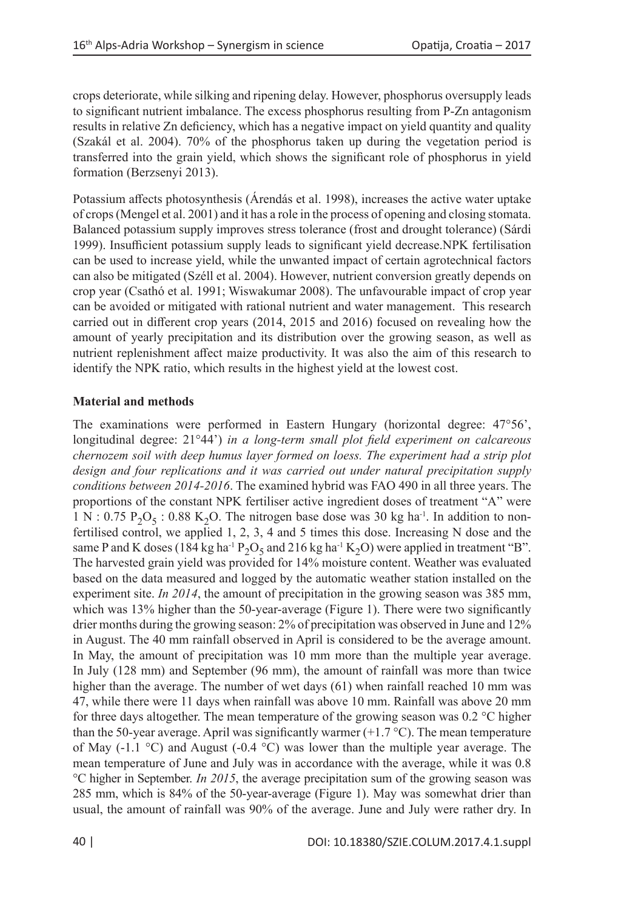crops deteriorate, while silking and ripening delay. However, phosphorus oversupply leads to significant nutrient imbalance. The excess phosphorus resulting from P-Zn antagonism results in relative Zn deficiency, which has a negative impact on yield quantity and quality (Szakál et al. 2004). 70% of the phosphorus taken up during the vegetation period is transferred into the grain yield, which shows the significant role of phosphorus in yield formation (Berzsenyi 2013).

Potassium affects photosynthesis (Árendás et al. 1998), increases the active water uptake of crops (Mengel et al. 2001) and it has a role in the process of opening and closing stomata. Balanced potassium supply improves stress tolerance (frost and drought tolerance) (Sárdi 1999). Insufficient potassium supply leads to significant yield decrease.NPK fertilisation can be used to increase yield, while the unwanted impact of certain agrotechnical factors can also be mitigated (Széll et al. 2004). However, nutrient conversion greatly depends on crop year (Csathó et al. 1991; Wiswakumar 2008). The unfavourable impact of crop year can be avoided or mitigated with rational nutrient and water management. This research carried out in different crop years (2014, 2015 and 2016) focused on revealing how the amount of yearly precipitation and its distribution over the growing season, as well as nutrient replenishment affect maize productivity. It was also the aim of this research to identify the NPK ratio, which results in the highest yield at the lowest cost.

## Material and methods

The examinations were performed in Eastern Hungary (horizontal degree: 47°56', longitudinal degree: 21°44') *in a long-term small plot field experiment on calcareous chernozem soil with deep humus layer formed on loess. The experiment had a strip plot design and four replications and it was carried out under natural precipitation supply conditions between 2014-2016*. The examined hybrid was FAO 490 in all three years. The proportions of the constant NPK fertiliser active ingredient doses of treatment "A" were 1 N : 0.75 $P_2O_5$ : 0.88 $K_2O$. The nitrogen base dose was 30 kg $ha^{-1}$. In addition to non-fertilised control, we applied 1, 2, 3, 4 and 5 times this dose. Increasing N dose and the same P and K doses (184 kg $ha^{-1}$ $P_2O_5$ and 216 kg $ha^{-1}$ $K_2O$) were applied in treatment "B". The harvested grain yield was provided for 14% moisture content. Weather was evaluated based on the data measured and logged by the automatic weather station installed on the experiment site. *In 2014*, the amount of precipitation in the growing season was 385 mm, which was 13% higher than the 50-year-average (Figure 1). There were two significantly drier months during the growing season: 2% of precipitation was observed in June and 12% in August. The 40 mm rainfall observed in April is considered to be the average amount. In May, the amount of precipitation was 10 mm more than the multiple year average. In July (128 mm) and September (96 mm), the amount of rainfall was more than twice higher than the average. The number of wet days (61) when rainfall reached 10 mm was 47, while there were 11 days when rainfall was above 10 mm. Rainfall was above 20 mm for three days altogether. The mean temperature of the growing season was 0.2 °C higher than the 50-year average. April was significantly warmer (+1.7 °C). The mean temperature of May (-1.1 °C) and August (-0.4 °C) was lower than the multiple year average. The mean temperature of June and July was in accordance with the average, while it was 0.8 °C higher in September. *In 2015*, the average precipitation sum of the growing season was 285 mm, which is 84% of the 50-year-average (Figure 1). May was somewhat drier than usual, the amount of rainfall was 90% of the average. June and July were rather dry. In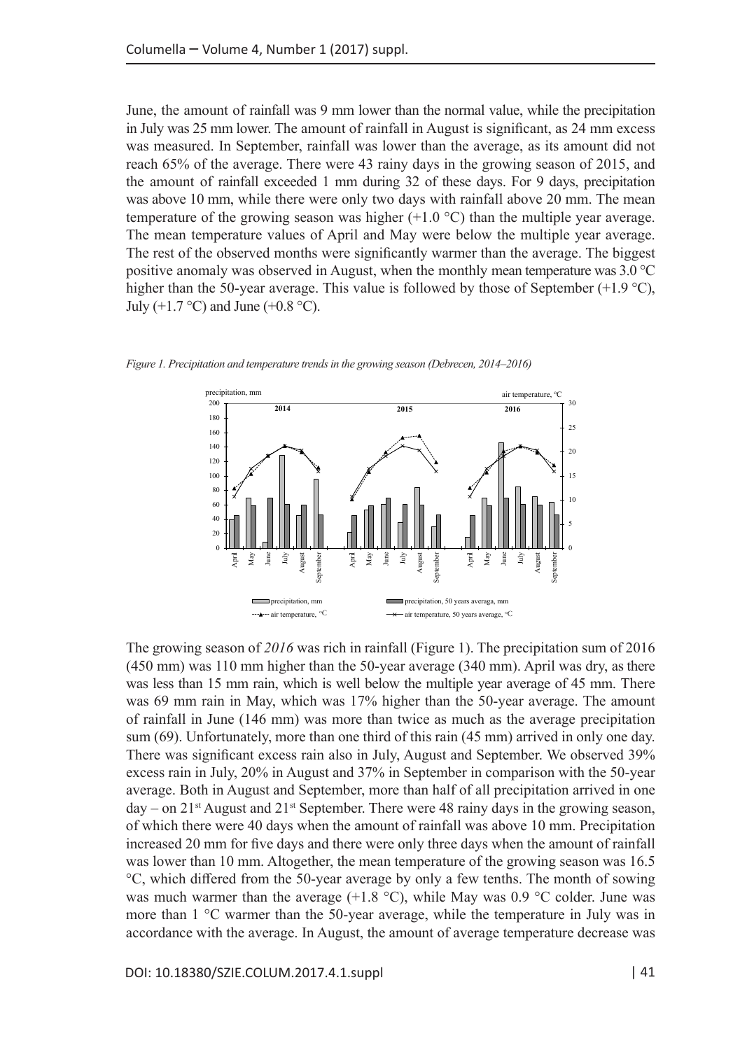June, the amount of rainfall was 9 mm lower than the normal value, while the precipitation in July was 25 mm lower. The amount of rainfall in August is significant, as 24 mm excess was measured. In September, rainfall was lower than the average, as its amount did not reach 65% of the average. There were 43 rainy days in the growing season of 2015, and the amount of rainfall exceeded 1 mm during 32 of these days. For 9 days, precipitation was above 10 mm, while there were only two days with rainfall above 20 mm. The mean temperature of the growing season was higher (+1.0 °C) than the multiple year average. The mean temperature values of April and May were below the multiple year average. The rest of the observed months were significantly warmer than the average. The biggest positive anomaly was observed in August, when the monthly mean temperature was 3.0 °C higher than the 50-year average. This value is followed by those of September (+1.9 °C), July (+1.7 °C) and June (+0.8 °C).

*Figure 1. Precipitation and temperature trends in the growing season (Debrecen, 2014–2016)*

The growing season of *2016* was rich in rainfall (Figure 1). The precipitation sum of 2016 (450 mm) was 110 mm higher than the 50-year average (340 mm). April was dry, as there was less than 15 mm rain, which is well below the multiple year average of 45 mm. There was 69 mm rain in May, which was 17% higher than the 50-year average. The amount of rainfall in June (146 mm) was more than twice as much as the average precipitation sum (69). Unfortunately, more than one third of this rain (45 mm) arrived in only one day. There was significant excess rain also in July, August and September. We observed 39% excess rain in July, 20% in August and 37% in September in comparison with the 50-year average. Both in August and September, more than half of all precipitation arrived in one day – on 21st August and 21st September. There were 48 rainy days in the growing season, of which there were 40 days when the amount of rainfall was above 10 mm. Precipitation increased 20 mm for five days and there were only three days when the amount of rainfall was lower than 10 mm. Altogether, the mean temperature of the growing season was 16.5 °C, which differed from the 50-year average by only a few tenths. The month of sowing was much warmer than the average (+1.8 °C), while May was 0.9 °C colder. June was more than 1 °C warmer than the 50-year average, while the temperature in July was in accordance with the average. In August, the amount of average temperature decrease was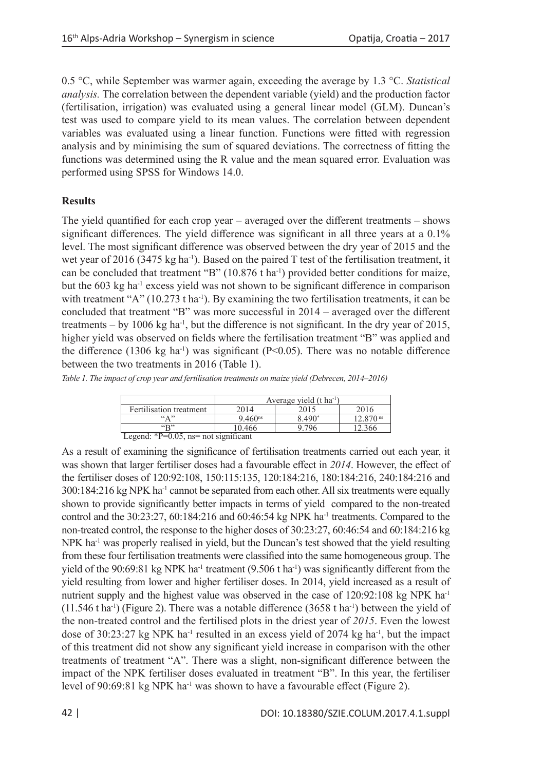0.5 °C, while September was warmer again, exceeding the average by 1.3 °C. *Statistical analysis.* The correlation between the dependent variable (yield) and the production factor (fertilisation, irrigation) was evaluated using a general linear model (GLM). Duncan's test was used to compare yield to its mean values. The correlation between dependent variables was evaluated using a linear function. Functions were fitted with regression analysis and by minimising the sum of squared deviations. The correctness of fitting the functions was determined using the R value and the mean squared error. Evaluation was performed using SPSS for Windows 14.0.

## Results

The yield quantified for each crop year – averaged over the different treatments – shows significant differences. The yield difference was significant in all three years at a 0.1% level. The most significant difference was observed between the dry year of 2015 and the wet year of 2016 (3475 kg ha$^{-1}$). Based on the paired T test of the fertilisation treatment, it can be concluded that treatment "B" (10.876 t ha$^{-1}$) provided better conditions for maize, but the 603 kg ha$^{-1}$ excess yield was not shown to be significant difference in comparison with treatment "A" (10.273 t ha$^{-1}$). By examining the two fertilisation treatments, it can be concluded that treatment "B" was more successful in 2014 – averaged over the different treatments – by 1006 kg ha$^{-1}$, but the difference is not significant. In the dry year of 2015, higher yield was observed on fields where the fertilisation treatment "B" was applied and the difference (1306 kg ha$^{-1}$) was significant ($P<0.05$). There was no notable difference between the two treatments in 2016 (Table 1).

*Table 1. The impact of crop year and fertilisation treatments on maize yield (Debrecen, 2014–2016)*

| | Average yield (t ha$^{-1}$) | | |
|---|---|---|---|
| Fertilisation treatment | 2014 | 2015 | 2016 |
| "A" | 9.460$^{ns}$ | 8.490$^{*}$ | 12.870$^{ns}$ |
| "B" | 10.466 | 9.796 | 12.366 |

Legend: *P=0.05, ns= not significant

As a result of examining the significance of fertilisation treatments carried out each year, it was shown that larger fertiliser doses had a favourable effect in *2014*. However, the effect of the fertiliser doses of 120:92:108, 150:115:135, 120:184:216, 180:184:216, 240:184:216 and 300:184:216 kg NPK ha$^{-1}$ cannot be separated from each other. All six treatments were equally shown to provide significantly better impacts in terms of yield compared to the non-treated control and the 30:23:27, 60:184:216 and 60:46:54 kg NPK ha$^{-1}$ treatments. Compared to the non-treated control, the response to the higher doses of 30:23:27, 60:46:54 and 60:184:216 kg NPK ha$^{-1}$ was properly realised in yield, but the Duncan's test showed that the yield resulting from these four fertilisation treatments were classified into the same homogeneous group. The yield of the 90:69:81 kg NPK ha$^{-1}$ treatment (9.506 t ha$^{-1}$) was significantly different from the yield resulting from lower and higher fertiliser doses. In 2014, yield increased as a result of nutrient supply and the highest value was observed in the case of 120:92:108 kg NPK ha$^{-1}$ (11.546 t ha$^{-1}$) (Figure 2). There was a notable difference (3658 t ha$^{-1}$) between the yield of the non-treated control and the fertilised plots in the driest year of *2015*. Even the lowest dose of 30:23:27 kg NPK ha$^{-1}$ resulted in an excess yield of 2074 kg ha$^{-1}$, but the impact of this treatment did not show any significant yield increase in comparison with the other treatments of treatment "A". There was a slight, non-significant difference between the impact of the NPK fertiliser doses evaluated in treatment "B". In this year, the fertiliser level of 90:69:81 kg NPK ha$^{-1}$ was shown to have a favourable effect (Figure 2).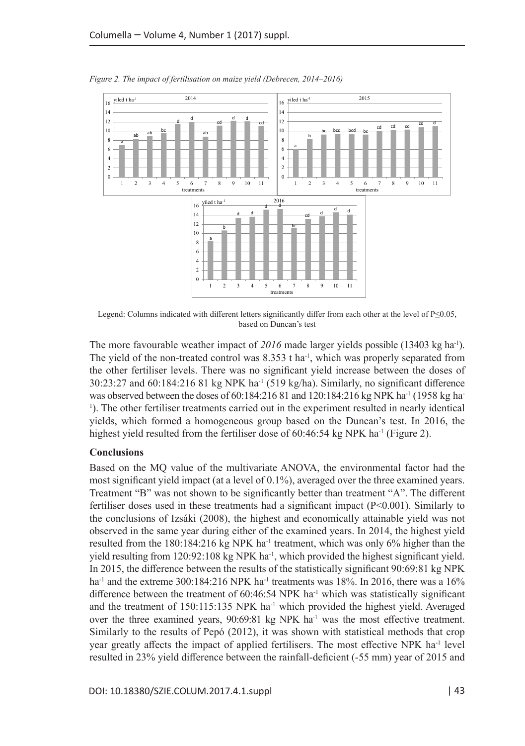*Figure 2. The impact of fertilisation on maize yield (Debrecen, 2014–2016)*

Legend: Columns indicated with different letters significantly differ from each other at the level of P≤0.05, based on Duncan's test

The more favourable weather impact of *2016* made larger yields possible (13403 kg ha$^{-1}$). The yield of the non-treated control was 8.353 t ha$^{-1}$, which was properly separated from the other fertiliser levels. There was no significant yield increase between the doses of 30:23:27 and 60:184:216 81 kg NPK ha$^{-1}$ (519 kg/ha). Similarly, no significant difference was observed between the doses of 60:184:216 81 and 120:184:216 kg NPK ha$^{-1}$ (1958 kg ha$^{-1}$). The other fertiliser treatments carried out in the experiment resulted in nearly identical yields, which formed a homogeneous group based on the Duncan's test. In 2016, the highest yield resulted from the fertiliser dose of 60:46:54 kg NPK ha$^{-1}$ (Figure 2).

**Conclusions**

Based on the MQ value of the multivariate ANOVA, the environmental factor had the most significant yield impact (at a level of 0.1%), averaged over the three examined years. Treatment "B" was not shown to be significantly better than treatment "A". The different fertiliser doses used in these treatments had a significant impact (P<0.001). Similarly to the conclusions of Izsáki (2008), the highest and economically attainable yield was not observed in the same year during either of the examined years. In 2014, the highest yield resulted from the 180:184:216 kg NPK ha$^{-1}$ treatment, which was only 6% higher than the yield resulting from 120:92:108 kg NPK ha$^{-1}$, which provided the highest significant yield. In 2015, the difference between the results of the statistically significant 90:69:81 kg NPK ha$^{-1}$ and the extreme 300:184:216 NPK ha$^{-1}$ treatments was 18%. In 2016, there was a 16% difference between the treatment of 60:46:54 NPK ha$^{-1}$ which was statistically significant and the treatment of 150:115:135 NPK ha$^{-1}$ which provided the highest yield. Averaged over the three examined years, 90:69:81 kg NPK ha$^{-1}$ was the most effective treatment. Similarly to the results of Pepó (2012), it was shown with statistical methods that crop year greatly affects the impact of applied fertilisers. The most effective NPK ha$^{-1}$ level resulted in 23% yield difference between the rainfall-deficient (-55 mm) year of 2015 and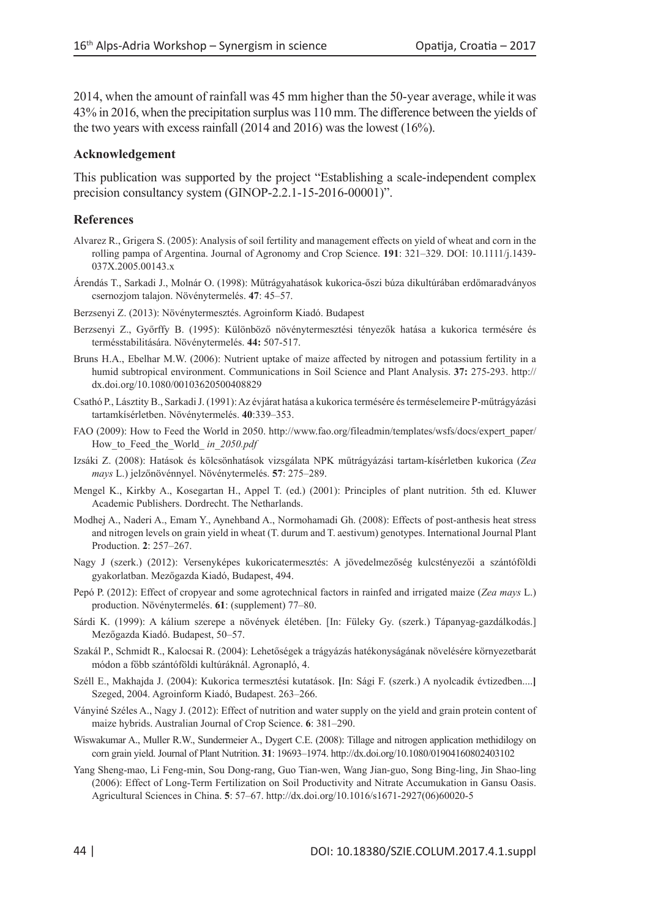2014, when the amount of rainfall was 45 mm higher than the 50-year average, while it was 43% in 2016, when the precipitation surplus was 110 mm. The difference between the yields of the two years with excess rainfall (2014 and 2016) was the lowest (16%).

### Acknowledgement

This publication was supported by the project "Establishing a scale-independent complex precision consultancy system (GINOP-2.2.1-15-2016-00001)".

### References

Alvarez R., Grigera S. (2005): Analysis of soil fertility and management effects on yield of wheat and corn in the rolling pampa of Argentina. Journal of Agronomy and Crop Science. **191**: 321–329. DOI: 10.1111/j.1439-037X.2005.00143.x

Árendás T., Sarkadi J., Molnár O. (1998): Műtrágyahatások kukorica-őszi búza dikultúrában erdőmaradványos csernozjom talajon. Növénytermelés. **47**: 45–57.

Berzsenyi Z. (2013): Növénytermesztés. Agroinform Kiadó. Budapest

Berzsenyi Z., Győrffy B. (1995): Különböző növénytermesztési tényezők hatása a kukorica termésére és termésstabilitására. Növénytermelés. **44:** 507-517.

Bruns H.A., Ebelhar M.W. (2006): Nutrient uptake of maize affected by nitrogen and potassium fertility in a humid subtropical environment. Communications in Soil Science and Plant Analysis. **37:** 275-293. http://dx.doi.org/10.1080/00103620500408829

Csathó P., Lásztity B., Sarkadi J. (1991): Az évjárat hatása a kukorica termésére és terméselemeire P-műtrágyázási tartamkísérletben. Növénytermelés. **40**:339–353.

FAO (2009): How to Feed the World in 2050. http://www.fao.org/fileadmin/templates/wsfs/docs/expert_paper/How_to_Feed_the_World_ *in_2050.pdf*

Izsáki Z. (2008): Hatások és kölcsönhatások vizsgálata NPK műtrágyázási tartam-kísérletben kukorica (*Zea mays* L.) jelzőnövénnyel. Növénytermelés. **57**: 275–289.

Mengel K., Kirkby A., Kosegartan H., Appel T. (ed.) (2001): Principles of plant nutrition. 5th ed. Kluwer Academic Publishers. Dordrecht. The Netharlands.

Modhej A., Naderi A., Emam Y., Aynehband A., Normohamadi Gh. (2008): Effects of post-anthesis heat stress and nitrogen levels on grain yield in wheat (T. durum and T. aestivum) genotypes. International Journal Plant Production. **2**: 257–267.

Nagy J (szerk.) (2012): Versenyképes kukoricatermesztés: A jövedelmezőség kulcstényezői a szántóföldi gyakorlatban. Mezőgazda Kiadó, Budapest, 494.

Pepó P. (2012): Effect of cropyear and some agrotechnical factors in rainfed and irrigated maize (*Zea mays* L.) production. Növénytermelés. **61**: (supplement) 77–80.

Sárdi K. (1999): A kálium szerepe a növények életében. [In: Füleky Gy. (szerk.) Tápanyag-gazdálkodás.] Mezőgazda Kiadó. Budapest, 50–57.

Szakál P., Schmidt R., Kalocsai R. (2004): Lehetőségek a trágyázás hatékonyságának növelésére környezetbarát módon a főbb szántóföldi kultúráknál. Agronapló, 4.

Széll E., Makhajda J. (2004): Kukorica termesztési kutatások. **[**In: Sági F. (szerk.) A nyolcadik évtizedben....**]** Szeged, 2004. Agroinform Kiadó, Budapest. 263–266.

Ványiné Széles A., Nagy J. (2012): Effect of nutrition and water supply on the yield and grain protein content of maize hybrids. Australian Journal of Crop Science. **6**: 381–290.

Wiswakumar A., Muller R.W., Sundermeier A., Dygert C.E. (2008): Tillage and nitrogen application methidilogy on corn grain yield. Journal of Plant Nutrition. **31**: 19693–1974. http://dx.doi.org/10.1080/01904160802403102

Yang Sheng-mao, Li Feng-min, Sou Dong-rang, Guo Tian-wen, Wang Jian-guo, Song Bing-ling, Jin Shao-ling (2006): Effect of Long-Term Fertilization on Soil Productivity and Nitrate Accumukation in Gansu Oasis. Agricultural Sciences in China. **5**: 57–67. http://dx.doi.org/10.1016/s1671-2927(06)60020-5